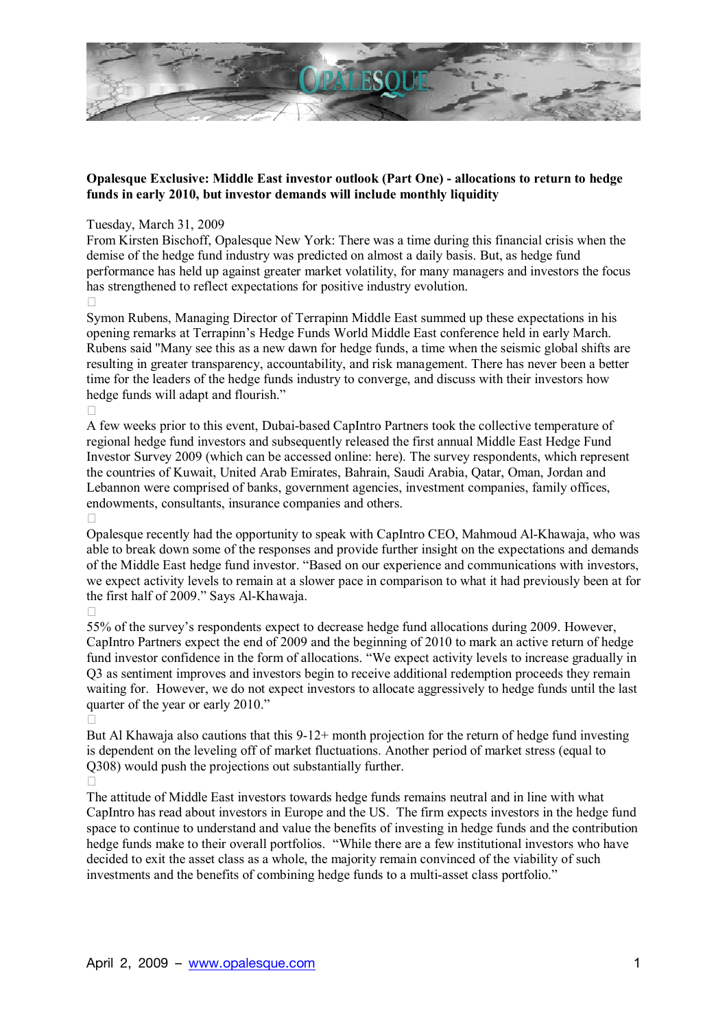**Opalesque Exclusive: Middle East investor outlook (Part One) - allocations to return to hedge funds in early 2010, but investor demands will include monthly liquidity**

Tuesday, March 31, 2009

From Kirsten Bischoff, Opalesque New York: There was a time during this financial crisis when the demise of the hedge fund industry was predicted on almost a daily basis. But, as hedge fund performance has held up against greater market volatility, for many managers and investors the focus has strengthened to reflect expectations for positive industry evolution.

Symon Rubens, Managing Director of Terrapinn Middle East summed up these expectations in his opening remarks at Terrapinn's Hedge Funds World Middle East conference held in early March. Rubens said "Many see this as a new dawn for hedge funds, a time when the seismic global shifts are resulting in greater transparency, accountability, and risk management. There has never been a better time for the leaders of the hedge funds industry to converge, and discuss with their investors how hedge funds will adapt and flourish."

A few weeks prior to this event, Dubai-based CapIntro Partners took the collective temperature of regional hedge fund investors and subsequently released the first annual Middle East Hedge Fund Investor Survey 2009 (which can be accessed online: here). The survey respondents, which represent the countries of Kuwait, United Arab Emirates, Bahrain, Saudi Arabia, Qatar, Oman, Jordan and Lebannon were comprised of banks, government agencies, investment companies, family offices, endowments, consultants, insurance companies and others.

Opalesque recently had the opportunity to speak with CapIntro CEO, Mahmoud Al-Khawaja, who was able to break down some of the responses and provide further insight on the expectations and demands of the Middle East hedge fund investor. "Based on our experience and communications with investors, we expect activity levels to remain at a slower pace in comparison to what it had previously been at for the first half of 2009." Says Al-Khawaja.

55% of the survey's respondents expect to decrease hedge fund allocations during 2009. However, CapIntro Partners expect the end of 2009 and the beginning of 2010 to mark an active return of hedge fund investor confidence in the form of allocations. "We expect activity levels to increase gradually in Q3 as sentiment improves and investors begin to receive additional redemption proceeds they remain waiting for. However, we do not expect investors to allocate aggressively to hedge funds until the last quarter of the year or early 2010."

But Al Khawaja also cautions that this 9-12+ month projection for the return of hedge fund investing is dependent on the leveling off of market fluctuations. Another period of market stress (equal to Q308) would push the projections out substantially further.

The attitude of Middle East investors towards hedge funds remains neutral and in line with what CapIntro has read about investors in Europe and the US. The firm expects investors in the hedge fund space to continue to understand and value the benefits of investing in hedge funds and the contribution hedge funds make to their overall portfolios. "While there are a few institutional investors who have decided to exit the asset class as a whole, the majority remain convinced of the viability of such investments and the benefits of combining hedge funds to a multi-asset class portfolio."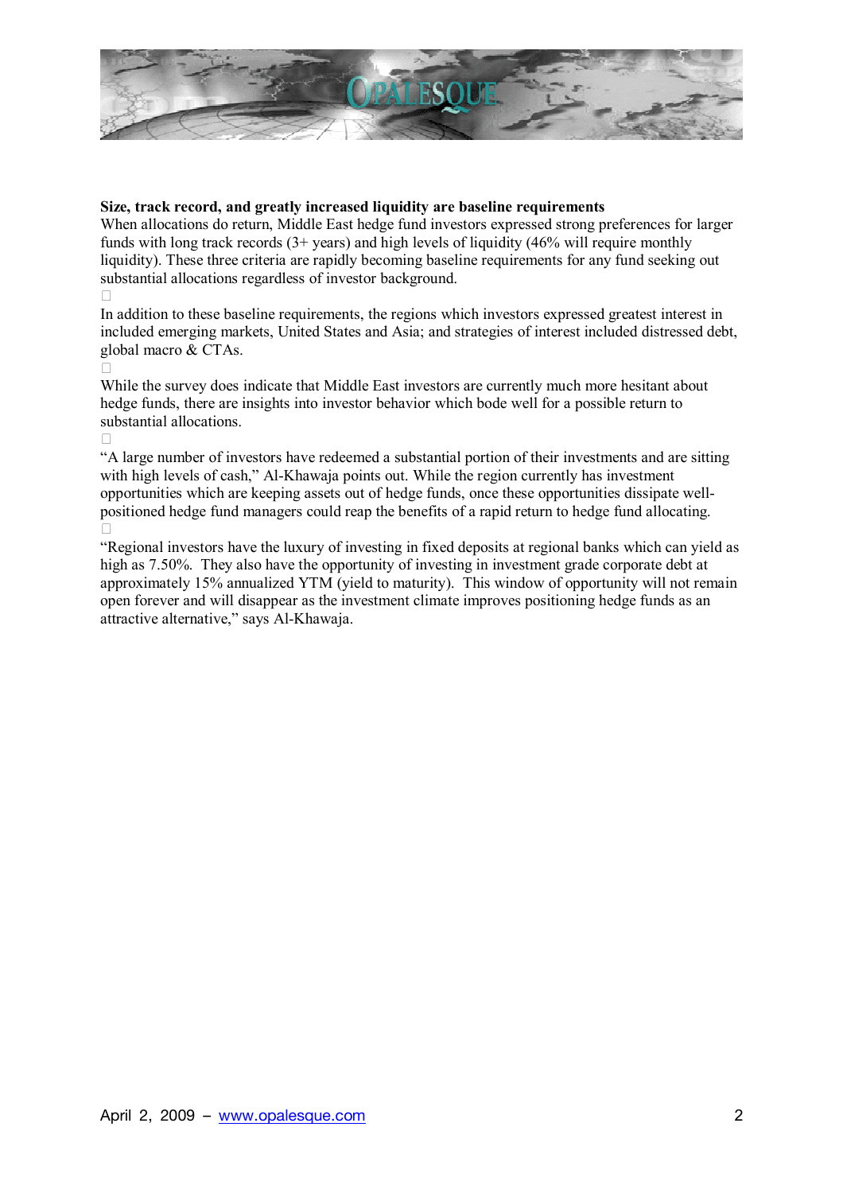**Size, track record, and greatly increased liquidity are baseline requirements**

When allocations do return, Middle East hedge fund investors expressed strong preferences for larger funds with long track records (3+ years) and high levels of liquidity (46% will require monthly liquidity). These three criteria are rapidly becoming baseline requirements for any fund seeking out substantial allocations regardless of investor background.

In addition to these baseline requirements, the regions which investors expressed greatest interest in included emerging markets, United States and Asia; and strategies of interest included distressed debt, global macro & CTAs.

While the survey does indicate that Middle East investors are currently much more hesitant about hedge funds, there are insights into investor behavior which bode well for a possible return to substantial allocations.

"A large number of investors have redeemed a substantial portion of their investments and are sitting with high levels of cash," Al-Khawaja points out. While the region currently has investment opportunities which are keeping assets out of hedge funds, once these opportunities dissipate well-positioned hedge fund managers could reap the benefits of a rapid return to hedge fund allocating.

"Regional investors have the luxury of investing in fixed deposits at regional banks which can yield as high as 7.50%. They also have the opportunity of investing in investment grade corporate debt at approximately 15% annualized YTM (yield to maturity). This window of opportunity will not remain open forever and will disappear as the investment climate improves positioning hedge funds as an attractive alternative," says Al-Khawaja.